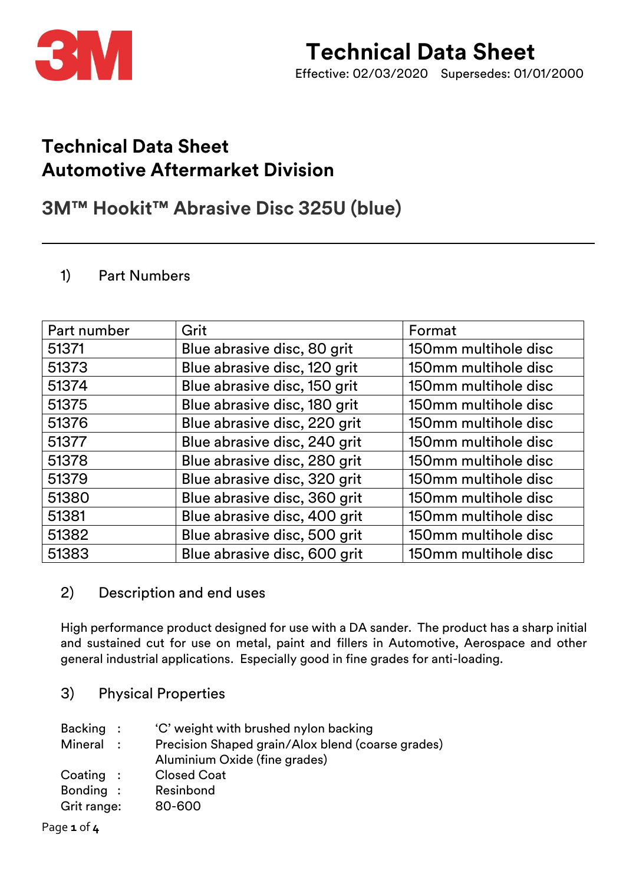3M

# Technical Data Sheet

Effective: 02/03/2020 Supersedes: 01/01/2000

## Technical Data Sheet
## Automotive Aftermarket Division

## 3M™ Hookit™ Abrasive Disc 325U (blue)

---

### 1) Part Numbers

| Part number | Grit | Format |
|---|---|---|
| 51371 | Blue abrasive disc, 80 grit | 150mm multihole disc |
| 51373 | Blue abrasive disc, 120 grit | 150mm multihole disc |
| 51374 | Blue abrasive disc, 150 grit | 150mm multihole disc |
| 51375 | Blue abrasive disc, 180 grit | 150mm multihole disc |
| 51376 | Blue abrasive disc, 220 grit | 150mm multihole disc |
| 51377 | Blue abrasive disc, 240 grit | 150mm multihole disc |
| 51378 | Blue abrasive disc, 280 grit | 150mm multihole disc |
| 51379 | Blue abrasive disc, 320 grit | 150mm multihole disc |
| 51380 | Blue abrasive disc, 360 grit | 150mm multihole disc |
| 51381 | Blue abrasive disc, 400 grit | 150mm multihole disc |
| 51382 | Blue abrasive disc, 500 grit | 150mm multihole disc |
| 51383 | Blue abrasive disc, 600 grit | 150mm multihole disc |

### 2) Description and end uses

High performance product designed for use with a DA sander. The product has a sharp initial and sustained cut for use on metal, paint and fillers in Automotive, Aerospace and other general industrial applications. Especially good in fine grades for anti-loading.

### 3) Physical Properties

| | |
|---|---|
| Backing : | 'C' weight with brushed nylon backing |
| Mineral : | Precision Shaped grain/Alox blend (coarse grades)<br>Aluminium Oxide (fine grades) |
| Coating : | Closed Coat |
| Bonding : | Resinbond |
| Grit range: | 80-600 |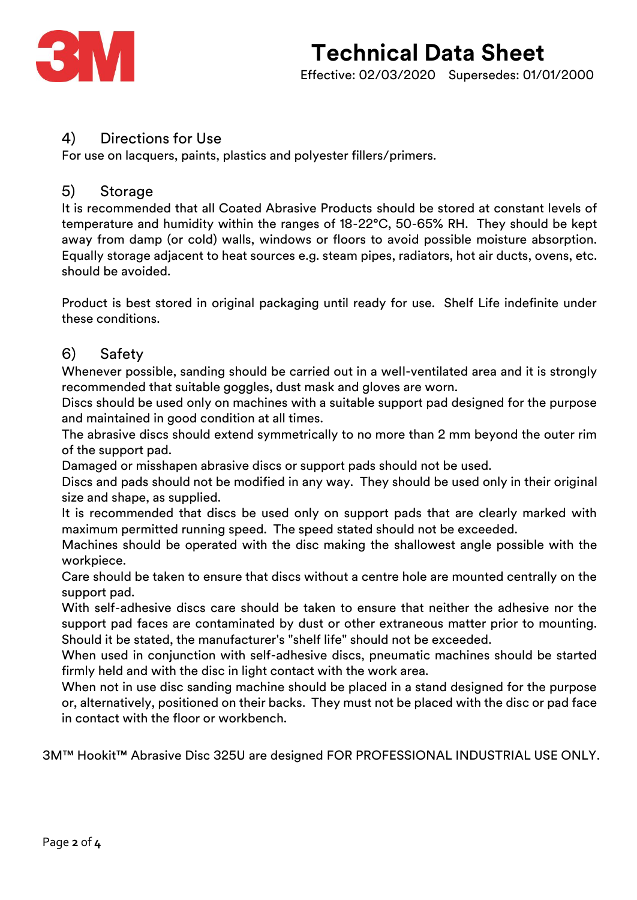## 4) Directions for Use

For use on lacquers, paints, plastics and polyester fillers/primers.

## 5) Storage

It is recommended that all Coated Abrasive Products should be stored at constant levels of temperature and humidity within the ranges of 18-22°C, 50-65% RH. They should be kept away from damp (or cold) walls, windows or floors to avoid possible moisture absorption. Equally storage adjacent to heat sources e.g. steam pipes, radiators, hot air ducts, ovens, etc. should be avoided.

Product is best stored in original packaging until ready for use. Shelf Life indefinite under these conditions.

## 6) Safety

Whenever possible, sanding should be carried out in a well-ventilated area and it is strongly recommended that suitable goggles, dust mask and gloves are worn.
Discs should be used only on machines with a suitable support pad designed for the purpose and maintained in good condition at all times.
The abrasive discs should extend symmetrically to no more than 2 mm beyond the outer rim of the support pad.
Damaged or misshapen abrasive discs or support pads should not be used.
Discs and pads should not be modified in any way. They should be used only in their original size and shape, as supplied.
It is recommended that discs be used only on support pads that are clearly marked with maximum permitted running speed. The speed stated should not be exceeded.
Machines should be operated with the disc making the shallowest angle possible with the workpiece.
Care should be taken to ensure that discs without a centre hole are mounted centrally on the support pad.
With self-adhesive discs care should be taken to ensure that neither the adhesive nor the support pad faces are contaminated by dust or other extraneous matter prior to mounting. Should it be stated, the manufacturer's "shelf life" should not be exceeded.
When used in conjunction with self-adhesive discs, pneumatic machines should be started firmly held and with the disc in light contact with the work area.
When not in use disc sanding machine should be placed in a stand designed for the purpose or, alternatively, positioned on their backs. They must not be placed with the disc or pad face in contact with the floor or workbench.

3M™ Hookit™ Abrasive Disc 325U are designed FOR PROFESSIONAL INDUSTRIAL USE ONLY.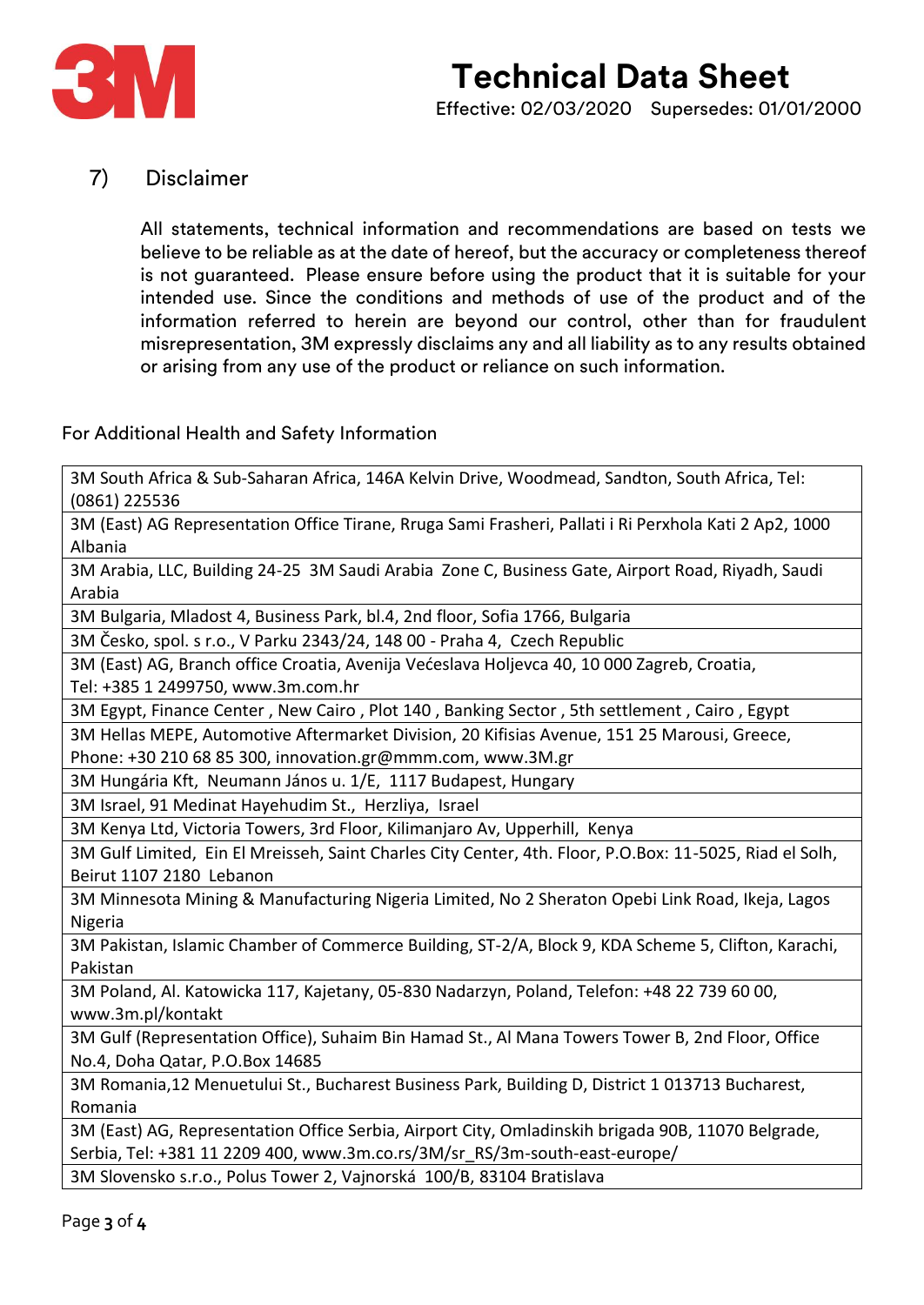## 7) Disclaimer

All statements, technical information and recommendations are based on tests we believe to be reliable as at the date of hereof, but the accuracy or completeness thereof is not guaranteed. Please ensure before using the product that it is suitable for your intended use. Since the conditions and methods of use of the product and of the information referred to herein are beyond our control, other than for fraudulent misrepresentation, 3M expressly disclaims any and all liability as to any results obtained or arising from any use of the product or reliance on such information.

For Additional Health and Safety Information

| |
|---|
| 3M South Africa & Sub-Saharan Africa, 146A Kelvin Drive, Woodmead, Sandton, South Africa, Tel: (0861) 225536 |
| 3M (East) AG Representation Office Tirane, Rruga Sami Frasheri, Pallati i Ri Perxhola Kati 2 Ap2, 1000 Albania |
| 3M Arabia, LLC, Building 24-25 3M Saudi Arabia Zone C, Business Gate, Airport Road, Riyadh, Saudi Arabia |
| 3M Bulgaria, Mladost 4, Business Park, bl.4, 2nd floor, Sofia 1766, Bulgaria |
| 3M Česko, spol. s r.o., V Parku 2343/24, 148 00 - Praha 4, Czech Republic |
| 3M (East) AG, Branch office Croatia, Avenija Većeslava Holjevca 40, 10 000 Zagreb, Croatia, Tel: +385 1 2499750, www.3m.com.hr |
| 3M Egypt, Finance Center , New Cairo , Plot 140 , Banking Sector , 5th settlement , Cairo , Egypt |
| 3M Hellas MEPE, Automotive Aftermarket Division, 20 Kifisias Avenue, 151 25 Marousi, Greece, Phone: +30 210 68 85 300, innovation.gr@mmm.com, www.3M.gr |
| 3M Hungária Kft, Neumann János u. 1/E, 1117 Budapest, Hungary |
| 3M Israel, 91 Medinat Hayehudim St., Herzliya, Israel |
| 3M Kenya Ltd, Victoria Towers, 3rd Floor, Kilimanjaro Av, Upperhill, Kenya |
| 3M Gulf Limited, Ein El Mreisseh, Saint Charles City Center, 4th. Floor, P.O.Box: 11-5025, Riad el Solh, Beirut 1107 2180 Lebanon |
| 3M Minnesota Mining & Manufacturing Nigeria Limited, No 2 Sheraton Opebi Link Road, Ikeja, Lagos Nigeria |
| 3M Pakistan, Islamic Chamber of Commerce Building, ST-2/A, Block 9, KDA Scheme 5, Clifton, Karachi, Pakistan |
| 3M Poland, Al. Katowicka 117, Kajetany, 05-830 Nadarzyn, Poland, Telefon: +48 22 739 60 00, www.3m.pl/kontakt |
| 3M Gulf (Representation Office), Suhaim Bin Hamad St., Al Mana Towers Tower B, 2nd Floor, Office No.4, Doha Qatar, P.O.Box 14685 |
| 3M Romania,12 Menuetului St., Bucharest Business Park, Building D, District 1 013713 Bucharest, Romania |
| 3M (East) AG, Representation Office Serbia, Airport City, Omladinskih brigada 90B, 11070 Belgrade, Serbia, Tel: +381 11 2209 400, www.3m.co.rs/3M/sr_RS/3m-south-east-europe/ |
| 3M Slovensko s.r.o., Polus Tower 2, Vajnorská 100/B, 83104 Bratislava |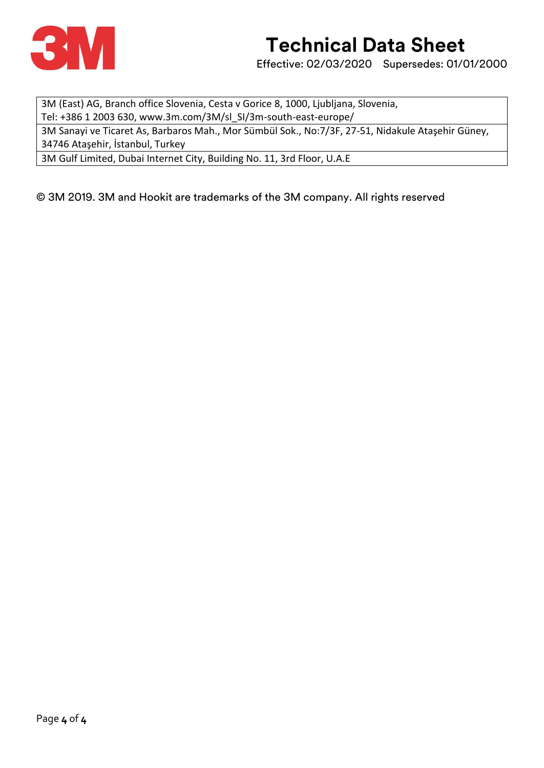| |
|---|
| 3M (East) AG, Branch office Slovenia, Cesta v Gorice 8, 1000, Ljubljana, Slovenia, Tel: +386 1 2003 630, www.3m.com/3M/sl_SI/3m-south-east-europe/ |
| 3M Sanayi ve Ticaret As, Barbaros Mah., Mor Sümbül Sok., No:7/3F, 27-51, Nidakule Ataşehir Güney, 34746 Ataşehir, İstanbul, Turkey |
| 3M Gulf Limited, Dubai Internet City, Building No. 11, 3rd Floor, U.A.E |

© 3M 2019. 3M and Hookit are trademarks of the 3M company. All rights reserved